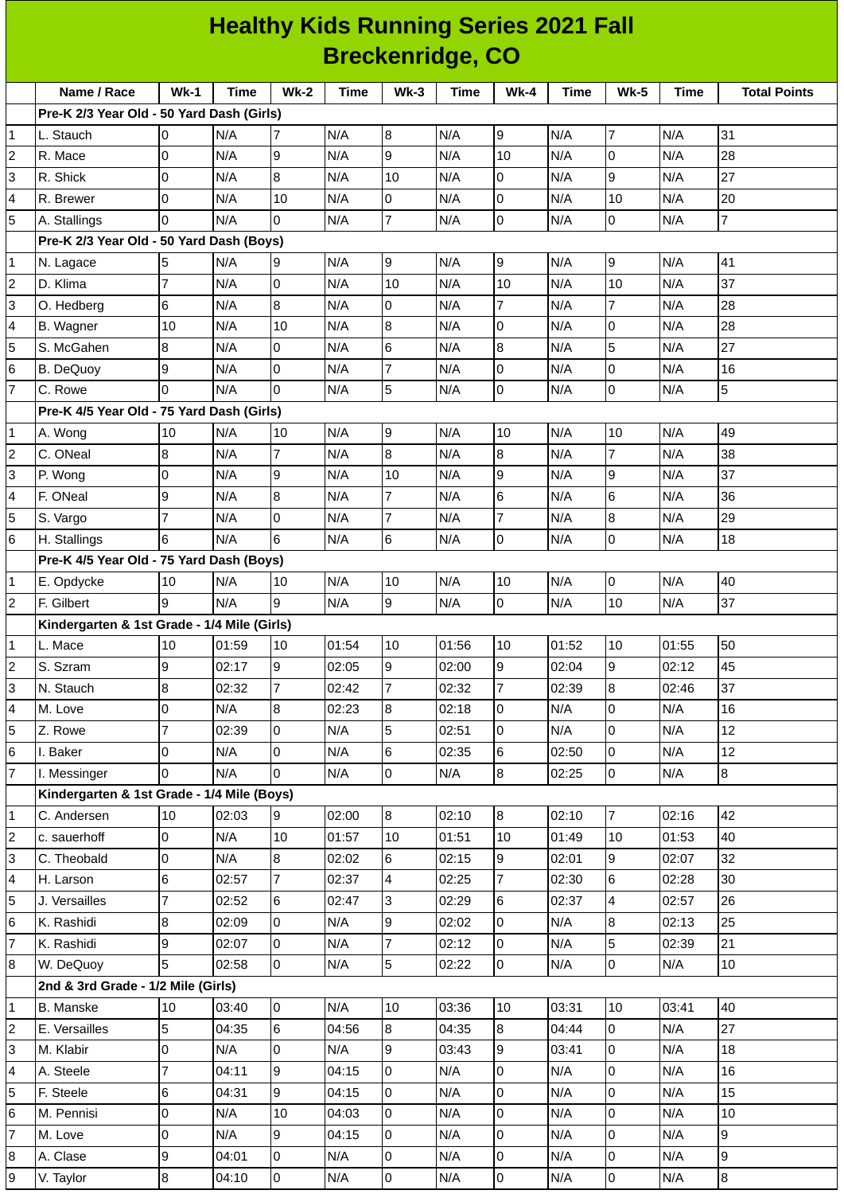# Healthy Kids Running Series 2021 Fall
## Breckenridge, CO

| | Name / Race | Wk-1 | Time | Wk-2 | Time | Wk-3 | Time | Wk-4 | Time | Wk-5 | Time | Total Points |
|---|---|---|---|---|---|---|---|---|---|---|---|---|
| | **Pre-K 2/3 Year Old - 50 Yard Dash (Girls)** | | | | | | | | | | | |
| 1 | L. Stauch | 0 | N/A | 7 | N/A | 8 | N/A | 9 | N/A | 7 | N/A | 31 |
| 2 | R. Mace | 0 | N/A | 9 | N/A | 9 | N/A | 10 | N/A | 0 | N/A | 28 |
| 3 | R. Shick | 0 | N/A | 8 | N/A | 10 | N/A | 0 | N/A | 9 | N/A | 27 |
| 4 | R. Brewer | 0 | N/A | 10 | N/A | 0 | N/A | 0 | N/A | 10 | N/A | 20 |
| 5 | A. Stallings | 0 | N/A | 0 | N/A | 7 | N/A | 0 | N/A | 0 | N/A | 7 |
| | **Pre-K 2/3 Year Old - 50 Yard Dash (Boys)** | | | | | | | | | | | |
| 1 | N. Lagace | 5 | N/A | 9 | N/A | 9 | N/A | 9 | N/A | 9 | N/A | 41 |
| 2 | D. Klima | 7 | N/A | 0 | N/A | 10 | N/A | 10 | N/A | 10 | N/A | 37 |
| 3 | O. Hedberg | 6 | N/A | 8 | N/A | 0 | N/A | 7 | N/A | 7 | N/A | 28 |
| 4 | B. Wagner | 10 | N/A | 10 | N/A | 8 | N/A | 0 | N/A | 0 | N/A | 28 |
| 5 | S. McGahen | 8 | N/A | 0 | N/A | 6 | N/A | 8 | N/A | 5 | N/A | 27 |
| 6 | B. DeQuoy | 9 | N/A | 0 | N/A | 7 | N/A | 0 | N/A | 0 | N/A | 16 |
| 7 | C. Rowe | 0 | N/A | 0 | N/A | 5 | N/A | 0 | N/A | 0 | N/A | 5 |
| | **Pre-K 4/5 Year Old - 75 Yard Dash (Girls)** | | | | | | | | | | | |
| 1 | A. Wong | 10 | N/A | 10 | N/A | 9 | N/A | 10 | N/A | 10 | N/A | 49 |
| 2 | C. ONeal | 8 | N/A | 7 | N/A | 8 | N/A | 8 | N/A | 7 | N/A | 38 |
| 3 | P. Wong | 0 | N/A | 9 | N/A | 10 | N/A | 9 | N/A | 9 | N/A | 37 |
| 4 | F. ONeal | 9 | N/A | 8 | N/A | 7 | N/A | 6 | N/A | 6 | N/A | 36 |
| 5 | S. Vargo | 7 | N/A | 0 | N/A | 7 | N/A | 7 | N/A | 8 | N/A | 29 |
| 6 | H. Stallings | 6 | N/A | 6 | N/A | 6 | N/A | 0 | N/A | 0 | N/A | 18 |
| | **Pre-K 4/5 Year Old - 75 Yard Dash (Boys)** | | | | | | | | | | | |
| 1 | E. Opdycke | 10 | N/A | 10 | N/A | 10 | N/A | 10 | N/A | 0 | N/A | 40 |
| 2 | F. Gilbert | 9 | N/A | 9 | N/A | 9 | N/A | 0 | N/A | 10 | N/A | 37 |
| | **Kindergarten & 1st Grade - 1/4 Mile (Girls)** | | | | | | | | | | | |
| 1 | L. Mace | 10 | 01:59 | 10 | 01:54 | 10 | 01:56 | 10 | 01:52 | 10 | 01:55 | 50 |
| 2 | S. Szram | 9 | 02:17 | 9 | 02:05 | 9 | 02:00 | 9 | 02:04 | 9 | 02:12 | 45 |
| 3 | N. Stauch | 8 | 02:32 | 7 | 02:42 | 7 | 02:32 | 7 | 02:39 | 8 | 02:46 | 37 |
| 4 | M. Love | 0 | N/A | 8 | 02:23 | 8 | 02:18 | 0 | N/A | 0 | N/A | 16 |
| 5 | Z. Rowe | 7 | 02:39 | 0 | N/A | 5 | 02:51 | 0 | N/A | 0 | N/A | 12 |
| 6 | I. Baker | 0 | N/A | 0 | N/A | 6 | 02:35 | 6 | 02:50 | 0 | N/A | 12 |
| 7 | I. Messinger | 0 | N/A | 0 | N/A | 0 | N/A | 8 | 02:25 | 0 | N/A | 8 |
| | **Kindergarten & 1st Grade - 1/4 Mile (Boys)** | | | | | | | | | | | |
| 1 | C. Andersen | 10 | 02:03 | 9 | 02:00 | 8 | 02:10 | 8 | 02:10 | 7 | 02:16 | 42 |
| 2 | c. sauerhoff | 0 | N/A | 10 | 01:57 | 10 | 01:51 | 10 | 01:49 | 10 | 01:53 | 40 |
| 3 | C. Theobald | 0 | N/A | 8 | 02:02 | 6 | 02:15 | 9 | 02:01 | 9 | 02:07 | 32 |
| 4 | H. Larson | 6 | 02:57 | 7 | 02:37 | 4 | 02:25 | 7 | 02:30 | 6 | 02:28 | 30 |
| 5 | J. Versailles | 7 | 02:52 | 6 | 02:47 | 3 | 02:29 | 6 | 02:37 | 4 | 02:57 | 26 |
| 6 | K. Rashidi | 8 | 02:09 | 0 | N/A | 9 | 02:02 | 0 | N/A | 8 | 02:13 | 25 |
| 7 | K. Rashidi | 9 | 02:07 | 0 | N/A | 7 | 02:12 | 0 | N/A | 5 | 02:39 | 21 |
| 8 | W. DeQuoy | 5 | 02:58 | 0 | N/A | 5 | 02:22 | 0 | N/A | 0 | N/A | 10 |
| | **2nd & 3rd Grade - 1/2 Mile (Girls)** | | | | | | | | | | | |
| 1 | B. Manske | 10 | 03:40 | 0 | N/A | 10 | 03:36 | 10 | 03:31 | 10 | 03:41 | 40 |
| 2 | E. Versailles | 5 | 04:35 | 6 | 04:56 | 8 | 04:35 | 8 | 04:44 | 0 | N/A | 27 |
| 3 | M. Klabir | 0 | N/A | 0 | N/A | 9 | 03:43 | 9 | 03:41 | 0 | N/A | 18 |
| 4 | A. Steele | 7 | 04:11 | 9 | 04:15 | 0 | N/A | 0 | N/A | 0 | N/A | 16 |
| 5 | F. Steele | 6 | 04:31 | 9 | 04:15 | 0 | N/A | 0 | N/A | 0 | N/A | 15 |
| 6 | M. Pennisi | 0 | N/A | 10 | 04:03 | 0 | N/A | 0 | N/A | 0 | N/A | 10 |
| 7 | M. Love | 0 | N/A | 9 | 04:15 | 0 | N/A | 0 | N/A | 0 | N/A | 9 |
| 8 | A. Clase | 9 | 04:01 | 0 | N/A | 0 | N/A | 0 | N/A | 0 | N/A | 9 |
| 9 | V. Taylor | 8 | 04:10 | 0 | N/A | 0 | N/A | 0 | N/A | 0 | N/A | 8 |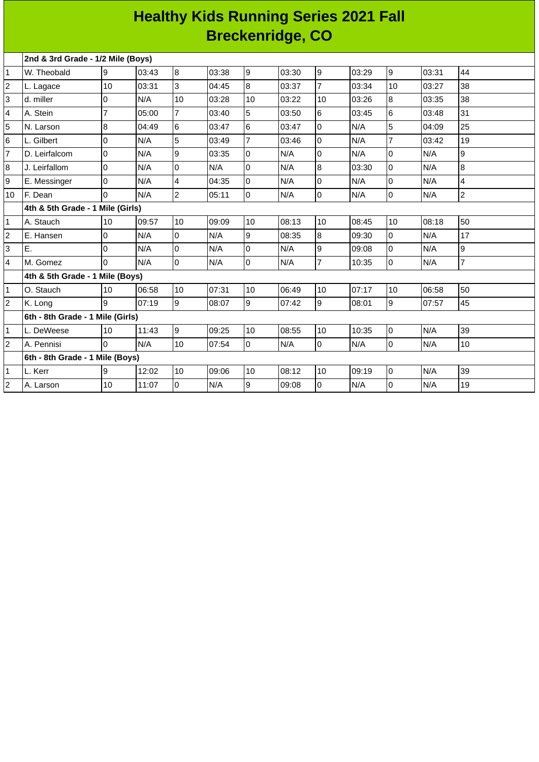# Healthy Kids Running Series 2021 Fall
## Breckenridge, CO

| | | | | | | | | | | | | |
|---|---|---|---|---|---|---|---|---|---|---|---|---|
| | **2nd & 3rd Grade - 1/2 Mile (Boys)** | | | | | | | | | | | |
| 1 | W. Theobald | 9 | 03:43 | 8 | 03:38 | 9 | 03:30 | 9 | 03:29 | 9 | 03:31 | 44 |
| 2 | L. Lagace | 10 | 03:31 | 3 | 04:45 | 8 | 03:37 | 7 | 03:34 | 10 | 03:27 | 38 |
| 3 | d. miller | 0 | N/A | 10 | 03:28 | 10 | 03:22 | 10 | 03:26 | 8 | 03:35 | 38 |
| 4 | A. Stein | 7 | 05:00 | 7 | 03:40 | 5 | 03:50 | 6 | 03:45 | 6 | 03:48 | 31 |
| 5 | N. Larson | 8 | 04:49 | 6 | 03:47 | 6 | 03:47 | 0 | N/A | 5 | 04:09 | 25 |
| 6 | L. Gilbert | 0 | N/A | 5 | 03:49 | 7 | 03:46 | 0 | N/A | 7 | 03:42 | 19 |
| 7 | D. Leirfalcom | 0 | N/A | 9 | 03:35 | 0 | N/A | 0 | N/A | 0 | N/A | 9 |
| 8 | J. Leirfallom | 0 | N/A | 0 | N/A | 0 | N/A | 8 | 03:30 | 0 | N/A | 8 |
| 9 | E. Messinger | 0 | N/A | 4 | 04:35 | 0 | N/A | 0 | N/A | 0 | N/A | 4 |
| 10 | F. Dean | 0 | N/A | 2 | 05:11 | 0 | N/A | 0 | N/A | 0 | N/A | 2 |
| | **4th & 5th Grade - 1 Mile (Girls)** | | | | | | | | | | | |
| 1 | A. Stauch | 10 | 09:57 | 10 | 09:09 | 10 | 08:13 | 10 | 08:45 | 10 | 08:18 | 50 |
| 2 | E. Hansen | 0 | N/A | 0 | N/A | 9 | 08:35 | 8 | 09:30 | 0 | N/A | 17 |
| 3 | E. | 0 | N/A | 0 | N/A | 0 | N/A | 9 | 09:08 | 0 | N/A | 9 |
| 4 | M. Gomez | 0 | N/A | 0 | N/A | 0 | N/A | 7 | 10:35 | 0 | N/A | 7 |
| | **4th & 5th Grade - 1 Mile (Boys)** | | | | | | | | | | | |
| 1 | O. Stauch | 10 | 06:58 | 10 | 07:31 | 10 | 06:49 | 10 | 07:17 | 10 | 06:58 | 50 |
| 2 | K. Long | 9 | 07:19 | 9 | 08:07 | 9 | 07:42 | 9 | 08:01 | 9 | 07:57 | 45 |
| | **6th - 8th Grade - 1 Mile (Girls)** | | | | | | | | | | | |
| 1 | L. DeWeese | 10 | 11:43 | 9 | 09:25 | 10 | 08:55 | 10 | 10:35 | 0 | N/A | 39 |
| 2 | A. Pennisi | 0 | N/A | 10 | 07:54 | 0 | N/A | 0 | N/A | 0 | N/A | 10 |
| | **6th - 8th Grade - 1 Mile (Boys)** | | | | | | | | | | | |
| 1 | L. Kerr | 9 | 12:02 | 10 | 09:06 | 10 | 08:12 | 10 | 09:19 | 0 | N/A | 39 |
| 2 | A. Larson | 10 | 11:07 | 0 | N/A | 9 | 09:08 | 0 | N/A | 0 | N/A | 19 |